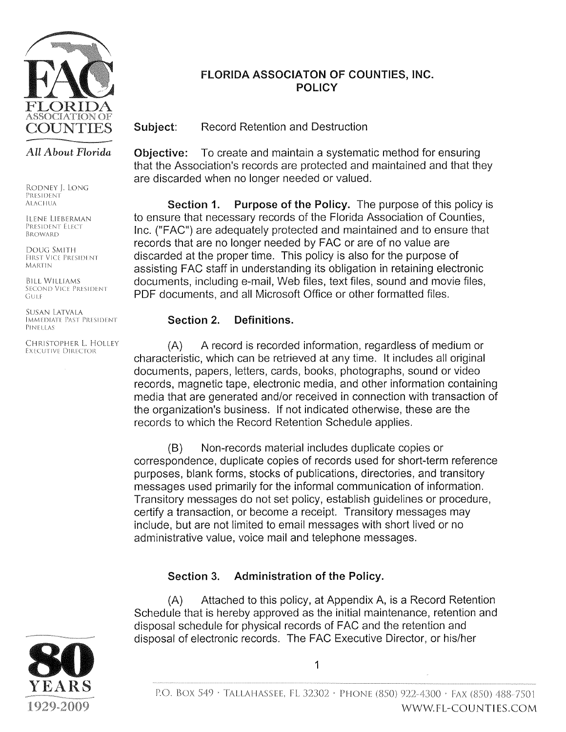FLORIDA ASSOCIATION OF COUNTIES

*All About Florida*

RODNEY J. LONG
PRESIDENT
ALACHUA

ILENE LIEBERMAN
PRESIDENT ELECT
BROWARD

DOUG SMITH
FIRST VICE PRESIDENT
MARTIN

BILL WILLIAMS
SECOND VICE PRESIDENT
GULF

SUSAN LATVALA
IMMEDIATE PAST PRESIDENT
PINELLAS

CHRISTOPHER L. HOLLEY
EXECUTIVE DIRECTOR

# FLORIDA ASSOCIATON OF COUNTIES, INC.
# POLICY

**Subject:** Record Retention and Destruction

**Objective:** To create and maintain a systematic method for ensuring that the Association's records are protected and maintained and that they are discarded when no longer needed or valued.

**Section 1. Purpose of the Policy.** The purpose of this policy is to ensure that necessary records of the Florida Association of Counties, Inc. ("FAC") are adequately protected and maintained and to ensure that records that are no longer needed by FAC or are of no value are discarded at the proper time. This policy is also for the purpose of assisting FAC staff in understanding its obligation in retaining electronic documents, including e-mail, Web files, text files, sound and movie files, PDF documents, and all Microsoft Office or other formatted files.

**Section 2. Definitions.**

(A) A record is recorded information, regardless of medium or characteristic, which can be retrieved at any time. It includes all original documents, papers, letters, cards, books, photographs, sound or video records, magnetic tape, electronic media, and other information containing media that are generated and/or received in connection with transaction of the organization's business. If not indicated otherwise, these are the records to which the Record Retention Schedule applies.

(B) Non-records material includes duplicate copies or correspondence, duplicate copies of records used for short-term reference purposes, blank forms, stocks of publications, directories, and transitory messages used primarily for the informal communication of information. Transitory messages do not set policy, establish guidelines or procedure, certify a transaction, or become a receipt. Transitory messages may include, but are not limited to email messages with short lived or no administrative value, voice mail and telephone messages.

**Section 3. Administration of the Policy.**

(A) Attached to this policy, at Appendix A, is a Record Retention Schedule that is hereby approved as the initial maintenance, retention and disposal schedule for physical records of FAC and the retention and disposal of electronic records. The FAC Executive Director, or his/her

80 YEARS 1929-2009

P.O. BOX 549 · TALLAHASSEE, FL 32302 · PHONE (850) 922-4300 · FAX (850) 488-7501
WWW.FL-COUNTIES.COM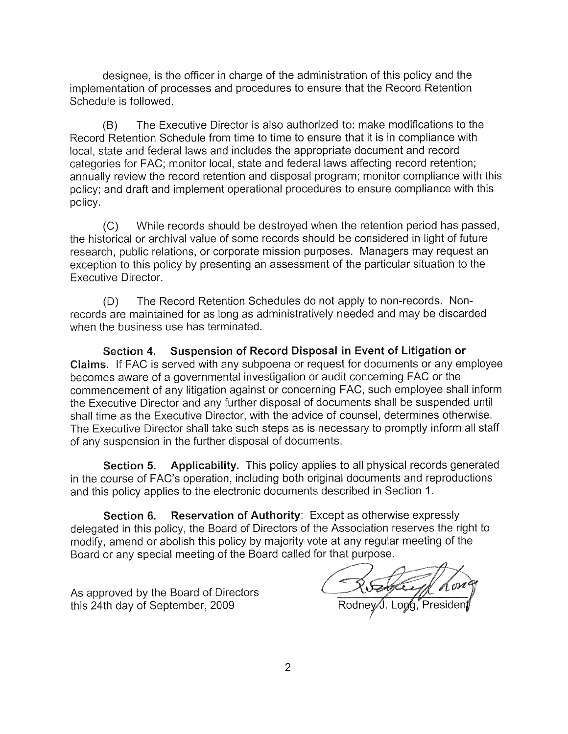designee, is the officer in charge of the administration of this policy and the implementation of processes and procedures to ensure that the Record Retention Schedule is followed.

(B) The Executive Director is also authorized to: make modifications to the Record Retention Schedule from time to time to ensure that it is in compliance with local, state and federal laws and includes the appropriate document and record categories for FAC; monitor local, state and federal laws affecting record retention; annually review the record retention and disposal program; monitor compliance with this policy; and draft and implement operational procedures to ensure compliance with this policy.

(C) While records should be destroyed when the retention period has passed, the historical or archival value of some records should be considered in light of future research, public relations, or corporate mission purposes. Managers may request an exception to this policy by presenting an assessment of the particular situation to the Executive Director.

(D) The Record Retention Schedules do not apply to non-records. Non-records are maintained for as long as administratively needed and may be discarded when the business use has terminated.

**Section 4. Suspension of Record Disposal in Event of Litigation or Claims.** If FAC is served with any subpoena or request for documents or any employee becomes aware of a governmental investigation or audit concerning FAC or the commencement of any litigation against or concerning FAC, such employee shall inform the Executive Director and any further disposal of documents shall be suspended until shall time as the Executive Director, with the advice of counsel, determines otherwise. The Executive Director shall take such steps as is necessary to promptly inform all staff of any suspension in the further disposal of documents.

**Section 5. Applicability.** This policy applies to all physical records generated in the course of FAC's operation, including both original documents and reproductions and this policy applies to the electronic documents described in Section 1.

**Section 6. Reservation of Authority**: Except as otherwise expressly delegated in this policy, the Board of Directors of the Association reserves the right to modify, amend or abolish this policy by majority vote at any regular meeting of the Board or any special meeting of the Board called for that purpose.

As approved by the Board of Directors
this 24th day of September, 2009

Rodney J. Long, President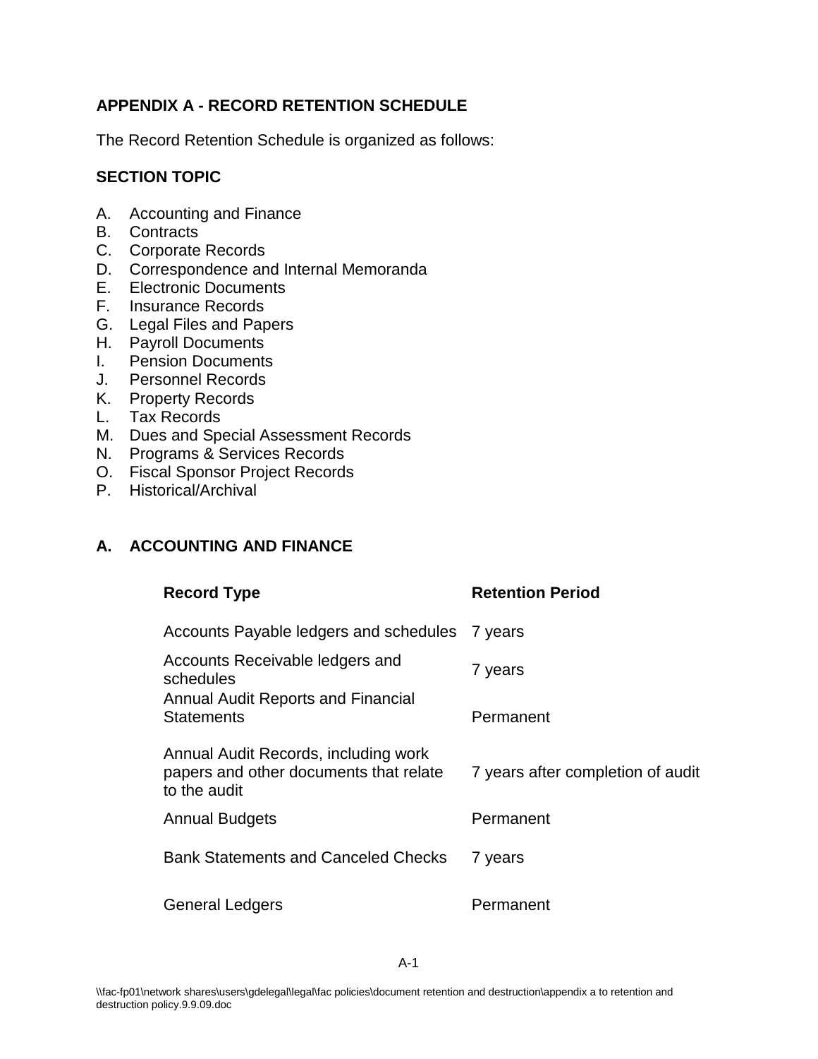## APPENDIX A - RECORD RETENTION SCHEDULE

The Record Retention Schedule is organized as follows:

### SECTION TOPIC

A. Accounting and Finance
B. Contracts
C. Corporate Records
D. Correspondence and Internal Memoranda
E. Electronic Documents
F. Insurance Records
G. Legal Files and Papers
H. Payroll Documents
I. Pension Documents
J. Personnel Records
K. Property Records
L. Tax Records
M. Dues and Special Assessment Records
N. Programs & Services Records
O. Fiscal Sponsor Project Records
P. Historical/Archival

### A. ACCOUNTING AND FINANCE

| Record Type | Retention Period |
|---|---|
| Accounts Payable ledgers and schedules | 7 years |
| Accounts Receivable ledgers and schedules | 7 years |
| Annual Audit Reports and Financial Statements | Permanent |
| Annual Audit Records, including work papers and other documents that relate to the audit | 7 years after completion of audit |
| Annual Budgets | Permanent |
| Bank Statements and Canceled Checks | 7 years |
| General Ledgers | Permanent |

\\fac-fp01\network shares\users\gdelegal\legal\fac policies\document retention and destruction\appendix a to retention and destruction policy.9.9.09.doc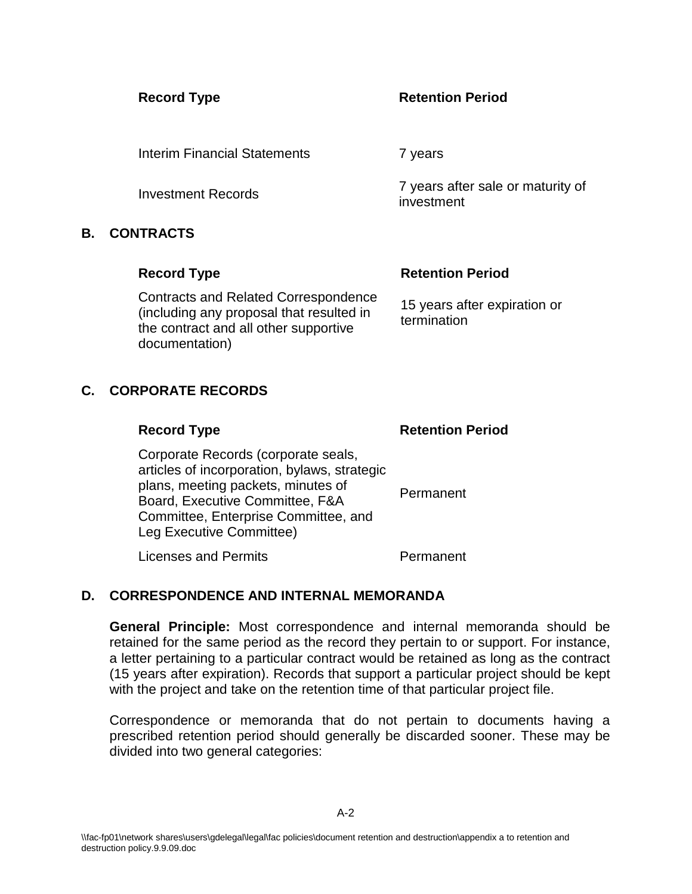| Record Type | Retention Period |
| --- | --- |
| Interim Financial Statements | 7 years |
| Investment Records | 7 years after sale or maturity of investment |

## B. CONTRACTS

| Record Type | Retention Period |
| --- | --- |
| Contracts and Related Correspondence (including any proposal that resulted in the contract and all other supportive documentation) | 15 years after expiration or termination |

## C. CORPORATE RECORDS

| Record Type | Retention Period |
| --- | --- |
| Corporate Records (corporate seals, articles of incorporation, bylaws, strategic plans, meeting packets, minutes of Board, Executive Committee, F&A Committee, Enterprise Committee, and Leg Executive Committee) | Permanent |
| Licenses and Permits | Permanent |

## D. CORRESPONDENCE AND INTERNAL MEMORANDA

**General Principle:** Most correspondence and internal memoranda should be retained for the same period as the record they pertain to or support. For instance, a letter pertaining to a particular contract would be retained as long as the contract (15 years after expiration). Records that support a particular project should be kept with the project and take on the retention time of that particular project file.

Correspondence or memoranda that do not pertain to documents having a prescribed retention period should generally be discarded sooner. These may be divided into two general categories: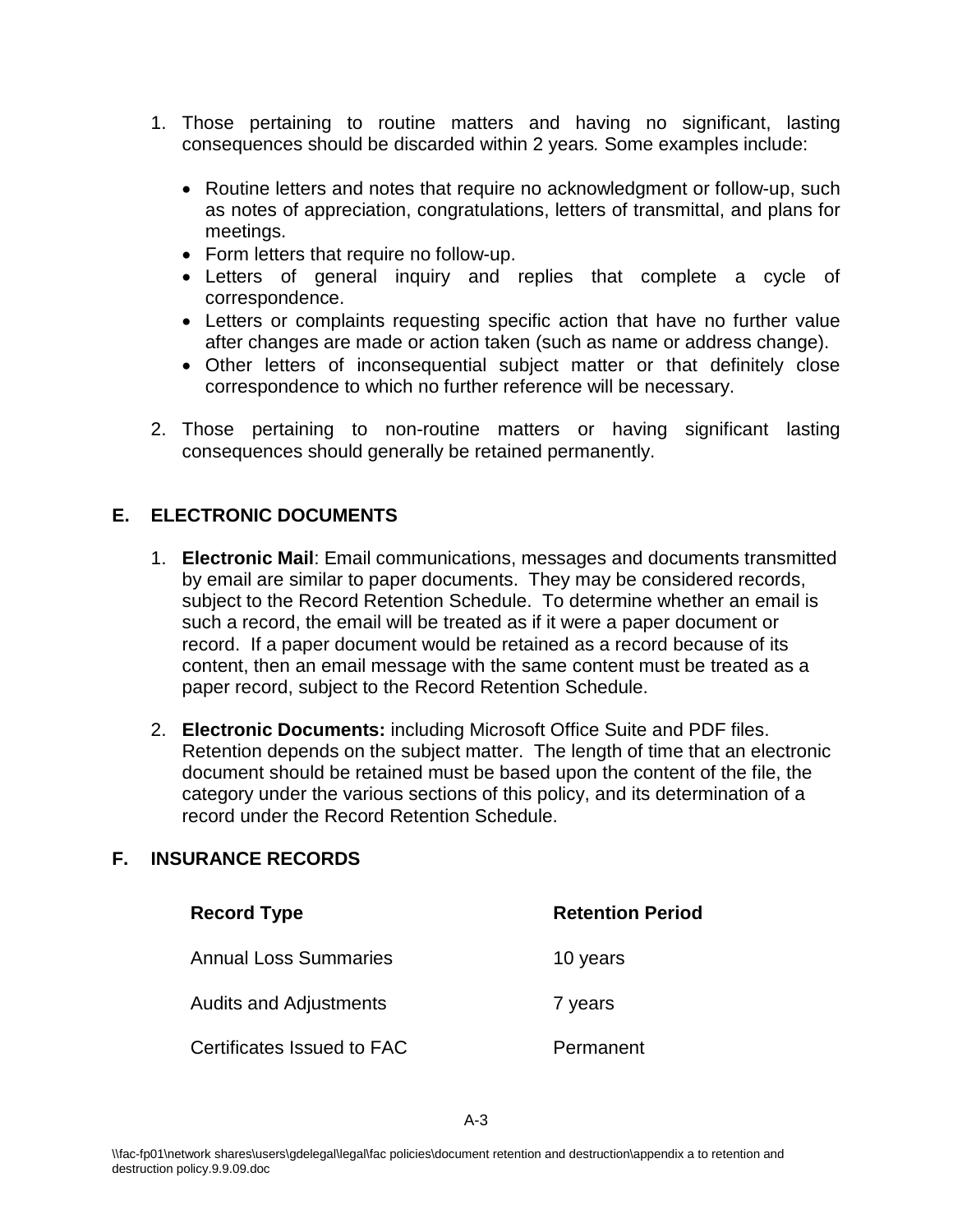1. Those pertaining to routine matters and having no significant, lasting consequences should be discarded within 2 years. Some examples include:

   - Routine letters and notes that require no acknowledgment or follow-up, such as notes of appreciation, congratulations, letters of transmittal, and plans for meetings.
   - Form letters that require no follow-up.
   - Letters of general inquiry and replies that complete a cycle of correspondence.
   - Letters or complaints requesting specific action that have no further value after changes are made or action taken (such as name or address change).
   - Other letters of inconsequential subject matter or that definitely close correspondence to which no further reference will be necessary.

2. Those pertaining to non-routine matters or having significant lasting consequences should generally be retained permanently.

## E. ELECTRONIC DOCUMENTS

1. **Electronic Mail**: Email communications, messages and documents transmitted by email are similar to paper documents. They may be considered records, subject to the Record Retention Schedule. To determine whether an email is such a record, the email will be treated as if it were a paper document or record. If a paper document would be retained as a record because of its content, then an email message with the same content must be treated as a paper record, subject to the Record Retention Schedule.

2. **Electronic Documents:** including Microsoft Office Suite and PDF files. Retention depends on the subject matter. The length of time that an electronic document should be retained must be based upon the content of the file, the category under the various sections of this policy, and its determination of a record under the Record Retention Schedule.

## F. INSURANCE RECORDS

| Record Type | Retention Period |
|---|---|
| Annual Loss Summaries | 10 years |
| Audits and Adjustments | 7 years |
| Certificates Issued to FAC | Permanent |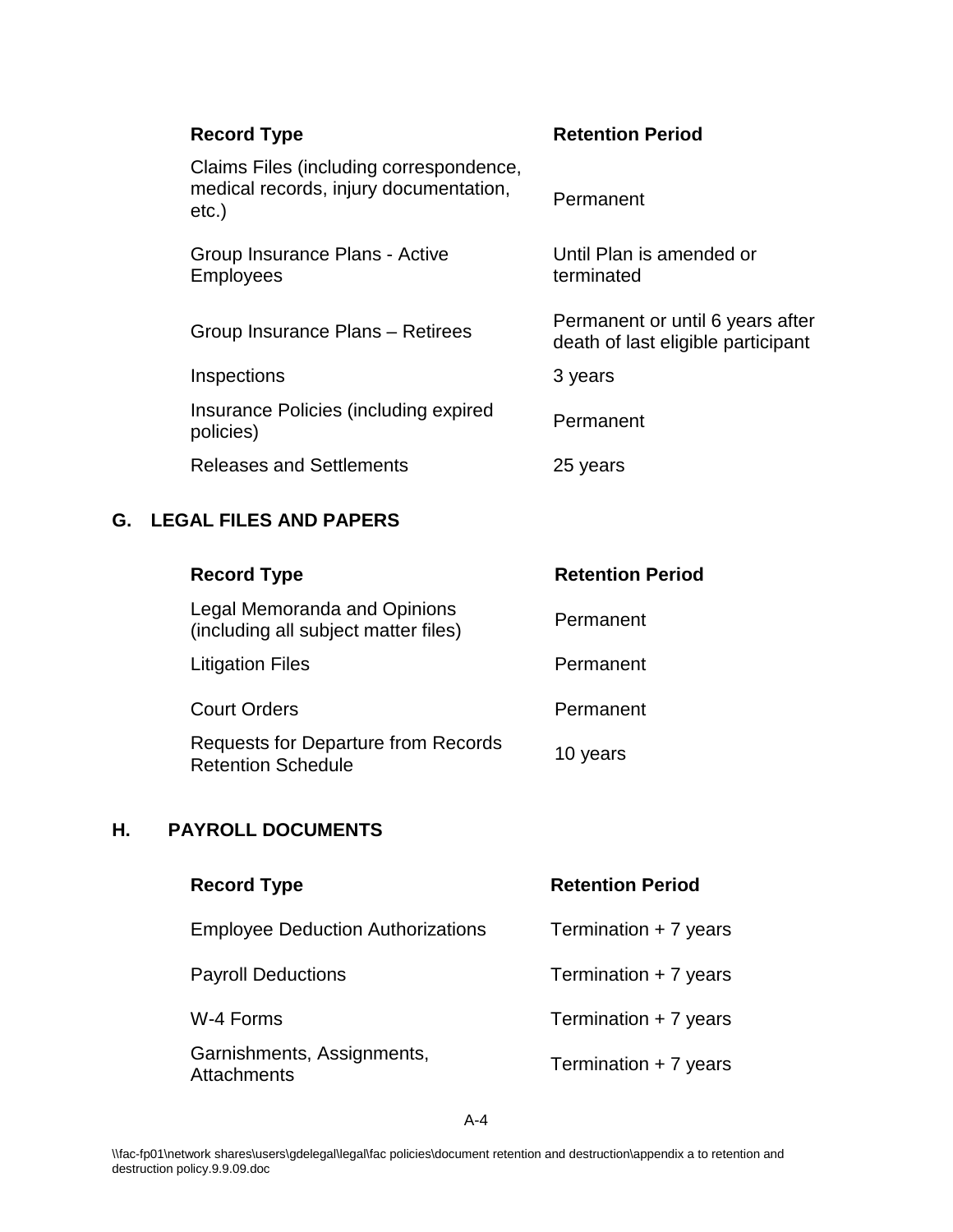| Record Type | Retention Period |
| --- | --- |
| Claims Files (including correspondence, medical records, injury documentation, etc.) | Permanent |
| Group Insurance Plans - Active Employees | Until Plan is amended or terminated |
| Group Insurance Plans – Retirees | Permanent or until 6 years after death of last eligible participant |
| Inspections | 3 years |
| Insurance Policies (including expired policies) | Permanent |
| Releases and Settlements | 25 years |

## G. LEGAL FILES AND PAPERS

| Record Type | Retention Period |
| --- | --- |
| Legal Memoranda and Opinions (including all subject matter files) | Permanent |
| Litigation Files | Permanent |
| Court Orders | Permanent |
| Requests for Departure from Records Retention Schedule | 10 years |

## H. PAYROLL DOCUMENTS

| Record Type | Retention Period |
| --- | --- |
| Employee Deduction Authorizations | Termination + 7 years |
| Payroll Deductions | Termination + 7 years |
| W-4 Forms | Termination + 7 years |
| Garnishments, Assignments, Attachments | Termination + 7 years |

\\fac-fp01\network shares\users\gdelegal\legal\fac policies\document retention and destruction\appendix a to retention and destruction policy.9.9.09.doc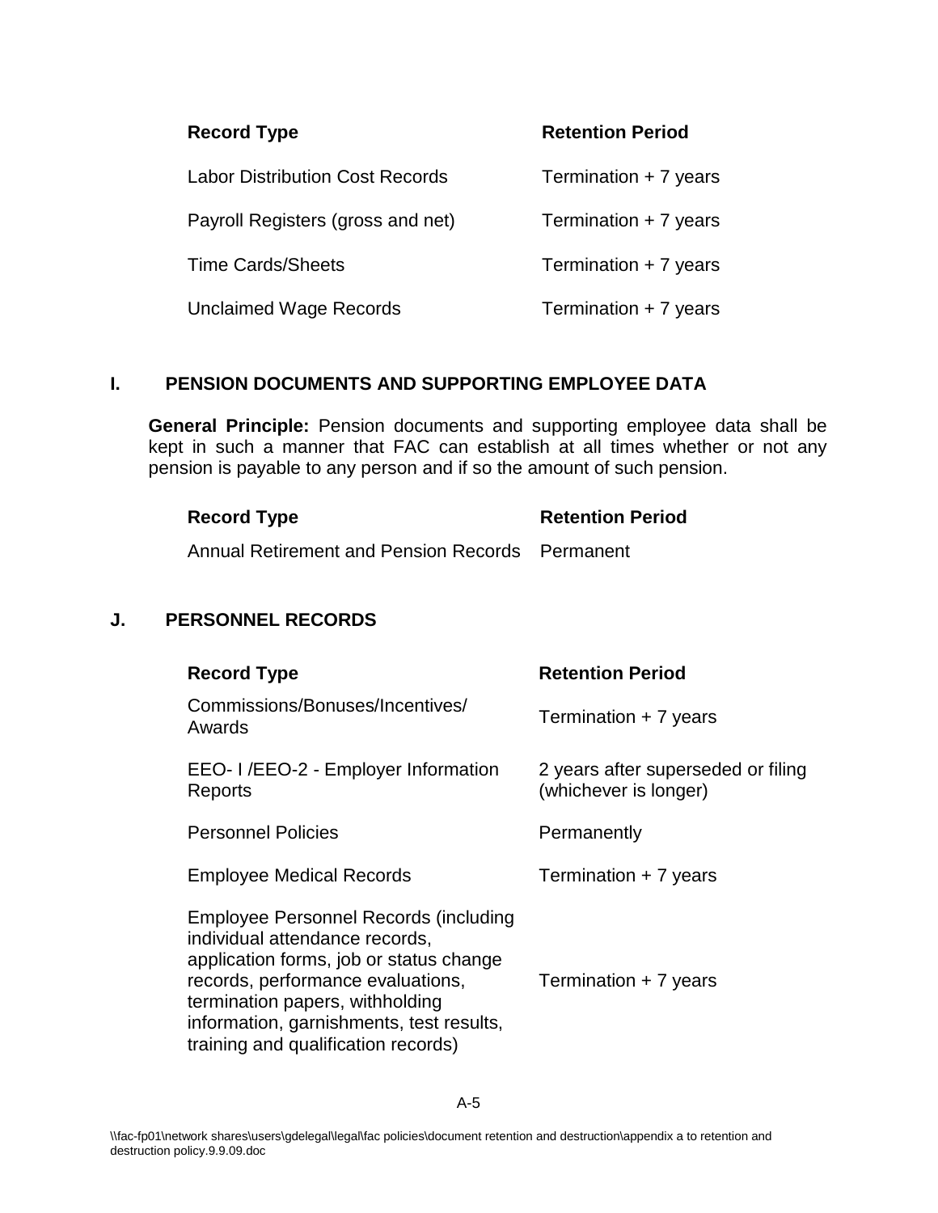| Record Type | Retention Period |
| --- | --- |
| Labor Distribution Cost Records | Termination + 7 years |
| Payroll Registers (gross and net) | Termination + 7 years |
| Time Cards/Sheets | Termination + 7 years |
| Unclaimed Wage Records | Termination + 7 years |

## I. PENSION DOCUMENTS AND SUPPORTING EMPLOYEE DATA

**General Principle:** Pension documents and supporting employee data shall be kept in such a manner that FAC can establish at all times whether or not any pension is payable to any person and if so the amount of such pension.

| Record Type | Retention Period |
| --- | --- |
| Annual Retirement and Pension Records | Permanent |

## J. PERSONNEL RECORDS

| Record Type | Retention Period |
| --- | --- |
| Commissions/Bonuses/Incentives/ Awards | Termination + 7 years |
| EEO- I /EEO-2 - Employer Information Reports | 2 years after superseded or filing (whichever is longer) |
| Personnel Policies | Permanently |
| Employee Medical Records | Termination + 7 years |
| Employee Personnel Records (including individual attendance records, application forms, job or status change records, performance evaluations, termination papers, withholding information, garnishments, test results, training and qualification records) | Termination + 7 years |

\\fac-fp01\network shares\users\gdelegal\legal\fac policies\document retention and destruction\appendix a to retention and destruction policy.9.9.09.doc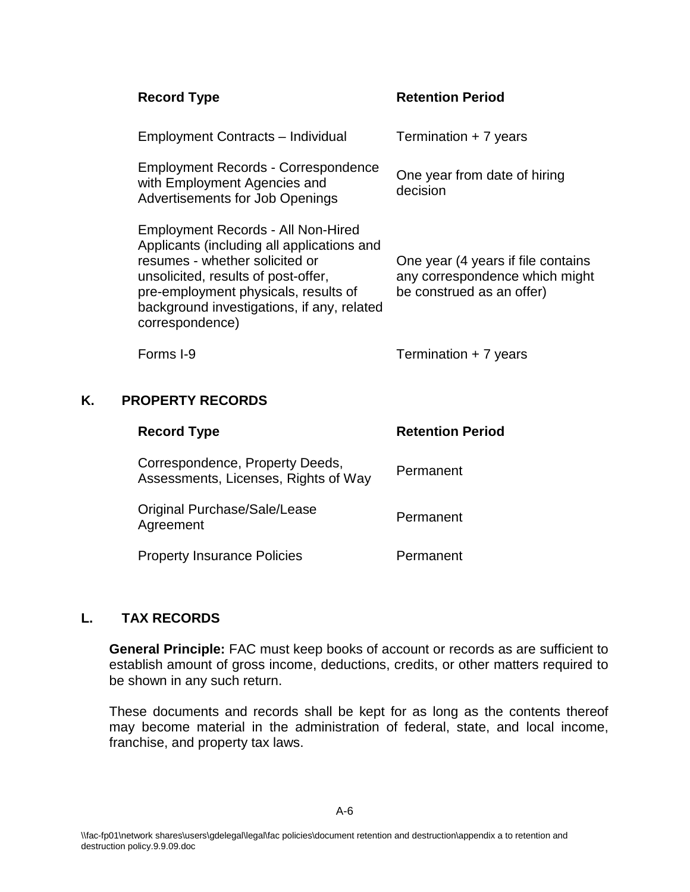| Record Type | Retention Period |
|---|---|
| Employment Contracts – Individual | Termination + 7 years |
| Employment Records - Correspondence with Employment Agencies and Advertisements for Job Openings | One year from date of hiring decision |
| Employment Records - All Non-Hired Applicants (including all applications and resumes - whether solicited or unsolicited, results of post-offer, pre-employment physicals, results of background investigations, if any, related correspondence) | One year (4 years if file contains any correspondence which might be construed as an offer) |
| Forms I-9 | Termination + 7 years |

## K. PROPERTY RECORDS

| Record Type | Retention Period |
|---|---|
| Correspondence, Property Deeds, Assessments, Licenses, Rights of Way | Permanent |
| Original Purchase/Sale/Lease Agreement | Permanent |
| Property Insurance Policies | Permanent |

## L. TAX RECORDS

**General Principle:** FAC must keep books of account or records as are sufficient to establish amount of gross income, deductions, credits, or other matters required to be shown in any such return.

These documents and records shall be kept for as long as the contents thereof may become material in the administration of federal, state, and local income, franchise, and property tax laws.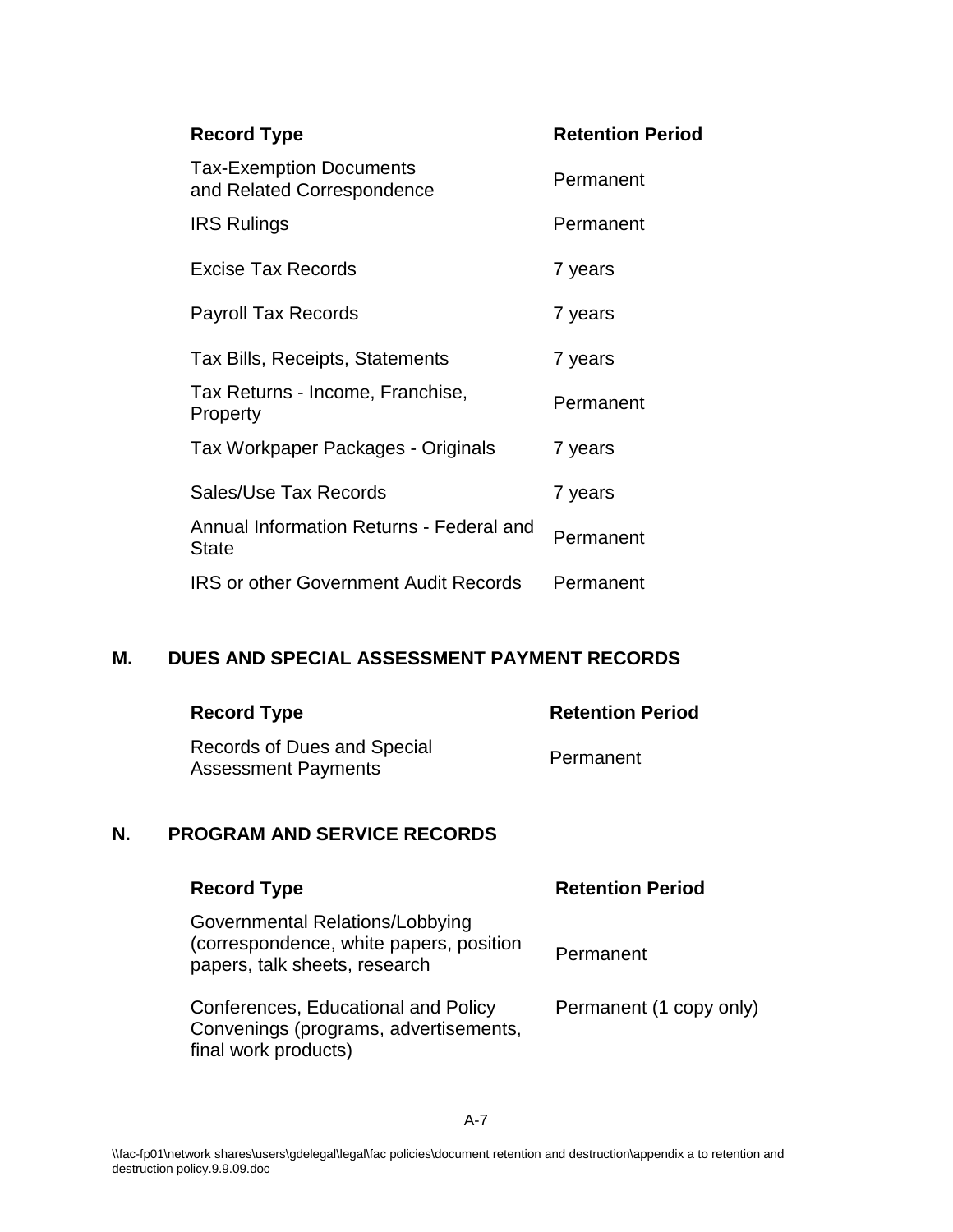| Record Type | Retention Period |
| --- | --- |
| Tax-Exemption Documents and Related Correspondence | Permanent |
| IRS Rulings | Permanent |
| Excise Tax Records | 7 years |
| Payroll Tax Records | 7 years |
| Tax Bills, Receipts, Statements | 7 years |
| Tax Returns - Income, Franchise, Property | Permanent |
| Tax Workpaper Packages - Originals | 7 years |
| Sales/Use Tax Records | 7 years |
| Annual Information Returns - Federal and State | Permanent |
| IRS or other Government Audit Records | Permanent |

## M. DUES AND SPECIAL ASSESSMENT PAYMENT RECORDS

| Record Type | Retention Period |
| --- | --- |
| Records of Dues and Special Assessment Payments | Permanent |

## N. PROGRAM AND SERVICE RECORDS

| Record Type | Retention Period |
| --- | --- |
| Governmental Relations/Lobbying (correspondence, white papers, position papers, talk sheets, research | Permanent |
| Conferences, Educational and Policy Convenings (programs, advertisements, final work products) | Permanent (1 copy only) |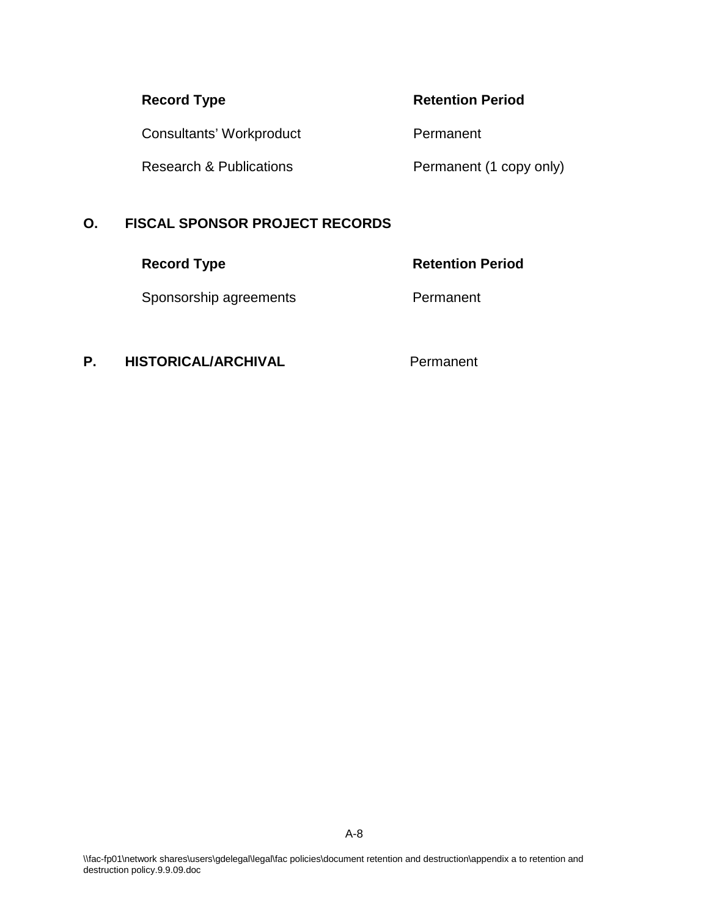| Record Type | Retention Period |
|---|---|
| Consultants’ Workproduct | Permanent |
| Research & Publications | Permanent (1 copy only) |

## O. FISCAL SPONSOR PROJECT RECORDS

| Record Type | Retention Period |
|---|---|
| Sponsorship agreements | Permanent |

## P. HISTORICAL/ARCHIVAL Permanent

\\fac-fp01\network shares\users\gdelegal\legal\fac policies\document retention and destruction\appendix a to retention and destruction policy.9.9.09.doc